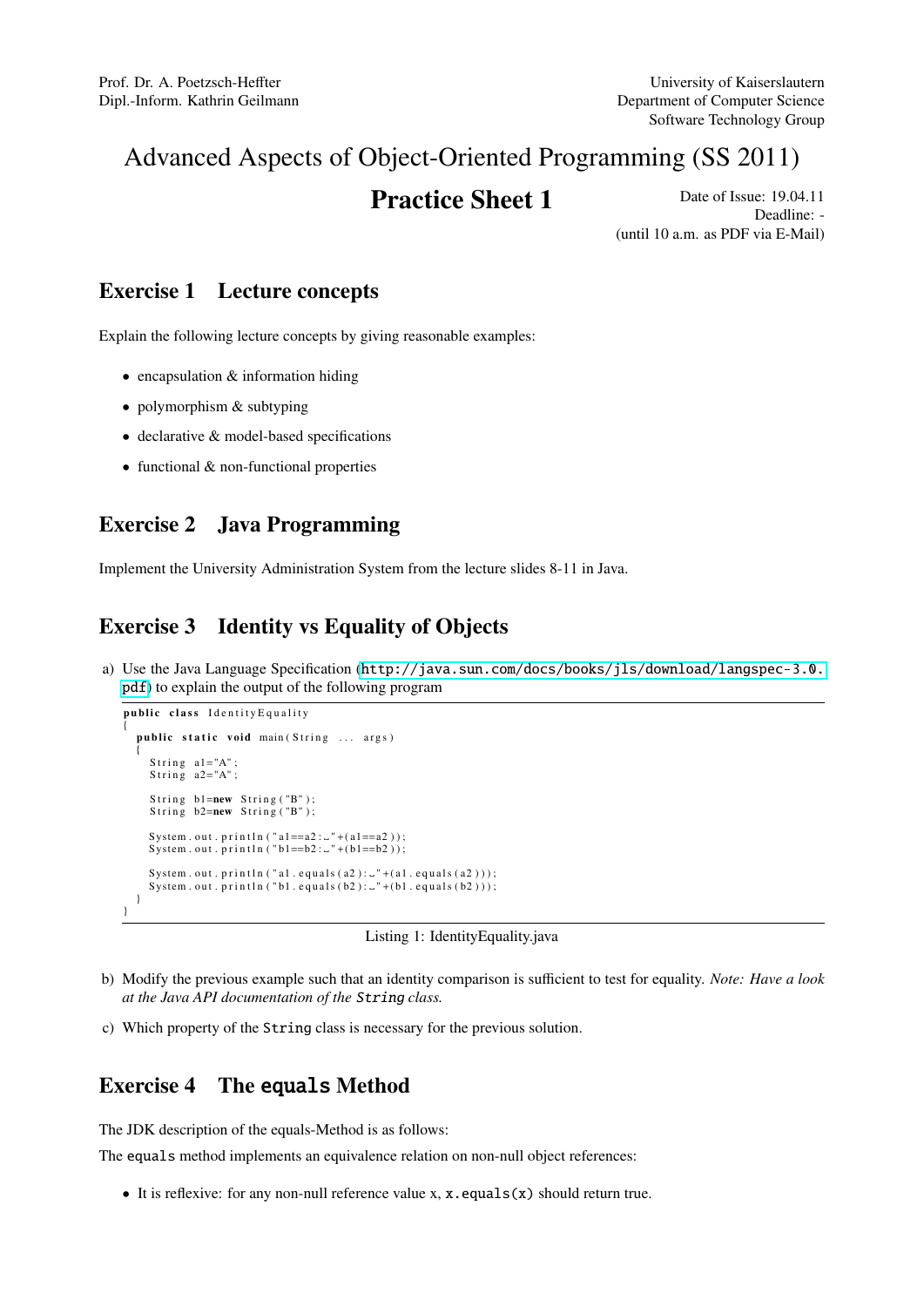Prof. Dr. A. Poetzsch-Heffter
Dipl.-Inform. Kathrin Geilmann

University of Kaiserslautern
Department of Computer Science
Software Technology Group

# Advanced Aspects of Object-Oriented Programming (SS 2011)

## Practice Sheet 1

Date of Issue: 19.04.11
Deadline: -
(until 10 a.m. as PDF via E-Mail)

## Exercise 1 Lecture concepts

Explain the following lecture concepts by giving reasonable examples:

- encapsulation & information hiding
- polymorphism & subtyping
- declarative & model-based specifications
- functional & non-functional properties

## Exercise 2 Java Programming

Implement the University Administration System from the lecture slides 8-11 in Java.

## Exercise 3 Identity vs Equality of Objects

a) Use the Java Language Specification (http://java.sun.com/docs/books/jls/download/langspec-3.0.pdf) to explain the output of the following program

```java
public class IdentityEquality
{
  public static void main(String ... args)
  {
    String a1="A";
    String a2="A";

    String b1=new String("B");
    String b2=new String("B");

    System.out.println("a1==a2: "+(a1==a2));
    System.out.println("b1==b2: "+(b1==b2));

    System.out.println("a1.equals(a2): "+(a1.equals(a2)));
    System.out.println("b1.equals(b2): "+(b1.equals(b2)));
  }
}
```

Listing 1: IdentityEquality.java

b) Modify the previous example such that an identity comparison is sufficient to test for equality. *Note: Have a look at the Java API documentation of the `String` class.*

c) Which property of the `String` class is necessary for the previous solution.

## Exercise 4 The `equals` Method

The JDK description of the equals-Method is as follows:

The `equals` method implements an equivalence relation on non-null object references:

- It is reflexive: for any non-null reference value x, `x.equals(x)` should return true.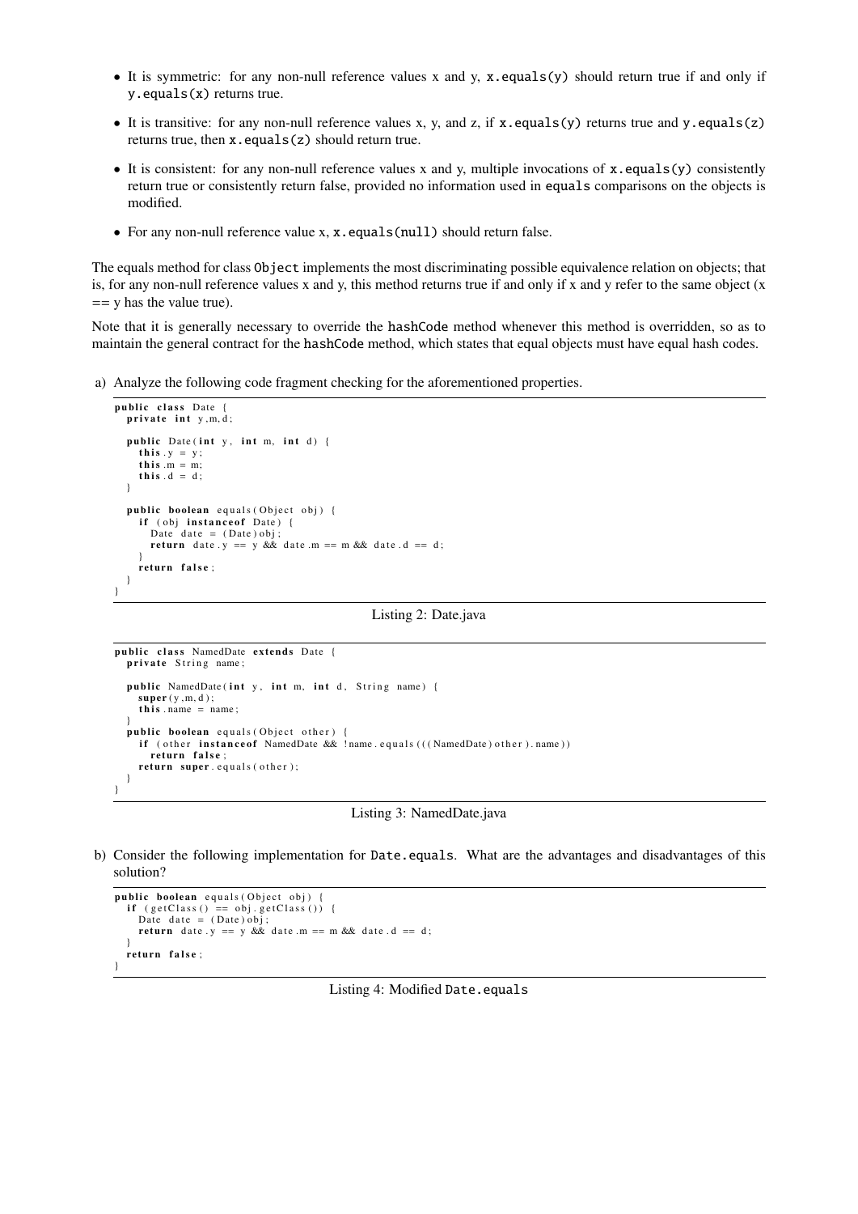- It is symmetric: for any non-null reference values x and y, `x.equals(y)` should return true if and only if `y.equals(x)` returns true.
- It is transitive: for any non-null reference values x, y, and z, if `x.equals(y)` returns true and `y.equals(z)` returns true, then `x.equals(z)` should return true.
- It is consistent: for any non-null reference values x and y, multiple invocations of `x.equals(y)` consistently return true or consistently return false, provided no information used in `equals` comparisons on the objects is modified.
- For any non-null reference value x, `x.equals(null)` should return false.

The equals method for class `Object` implements the most discriminating possible equivalence relation on objects; that is, for any non-null reference values x and y, this method returns true if and only if x and y refer to the same object (x == y has the value true).

Note that it is generally necessary to override the `hashCode` method whenever this method is overridden, so as to maintain the general contract for the `hashCode` method, which states that equal objects must have equal hash codes.

a) Analyze the following code fragment checking for the aforementioned properties.

```java
public class Date {
  private int y,m,d;

  public Date(int y, int m, int d) {
    this.y = y;
    this.m = m;
    this.d = d;
  }

  public boolean equals(Object obj) {
    if (obj instanceof Date) {
      Date date = (Date)obj;
      return date.y == y && date.m == m && date.d == d;
    }
    return false;
  }
}
```

Listing 2: Date.java

```java
public class NamedDate extends Date {
  private String name;

  public NamedDate(int y, int m, int d, String name) {
    super(y,m,d);
    this.name = name;
  }
  public boolean equals(Object other) {
    if (other instanceof NamedDate && !name.equals(((NamedDate)other).name))
      return false;
    return super.equals(other);
  }
}
```

Listing 3: NamedDate.java

b) Consider the following implementation for `Date.equals`. What are the advantages and disadvantages of this solution?

```java
public boolean equals(Object obj) {
  if (getClass() == obj.getClass()) {
    Date date = (Date)obj;
    return date.y == y && date.m == m && date.d == d;
  }
  return false;
}
```

Listing 4: Modified `Date.equals`